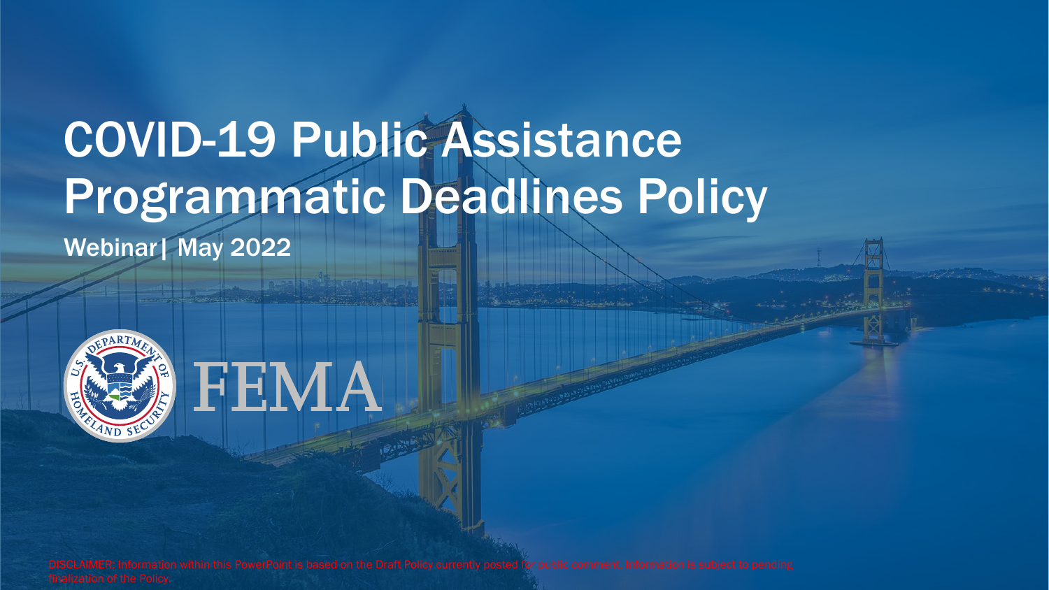# COVID-19 Public Assistance Programmatic Deadlines Policy

Webinar| May 2022

FEMA

DISCLAIMER: Information within this PowerPoint is based on the Draft Policy currently posted for public comment. Information is subject to pending finalization of the Policy.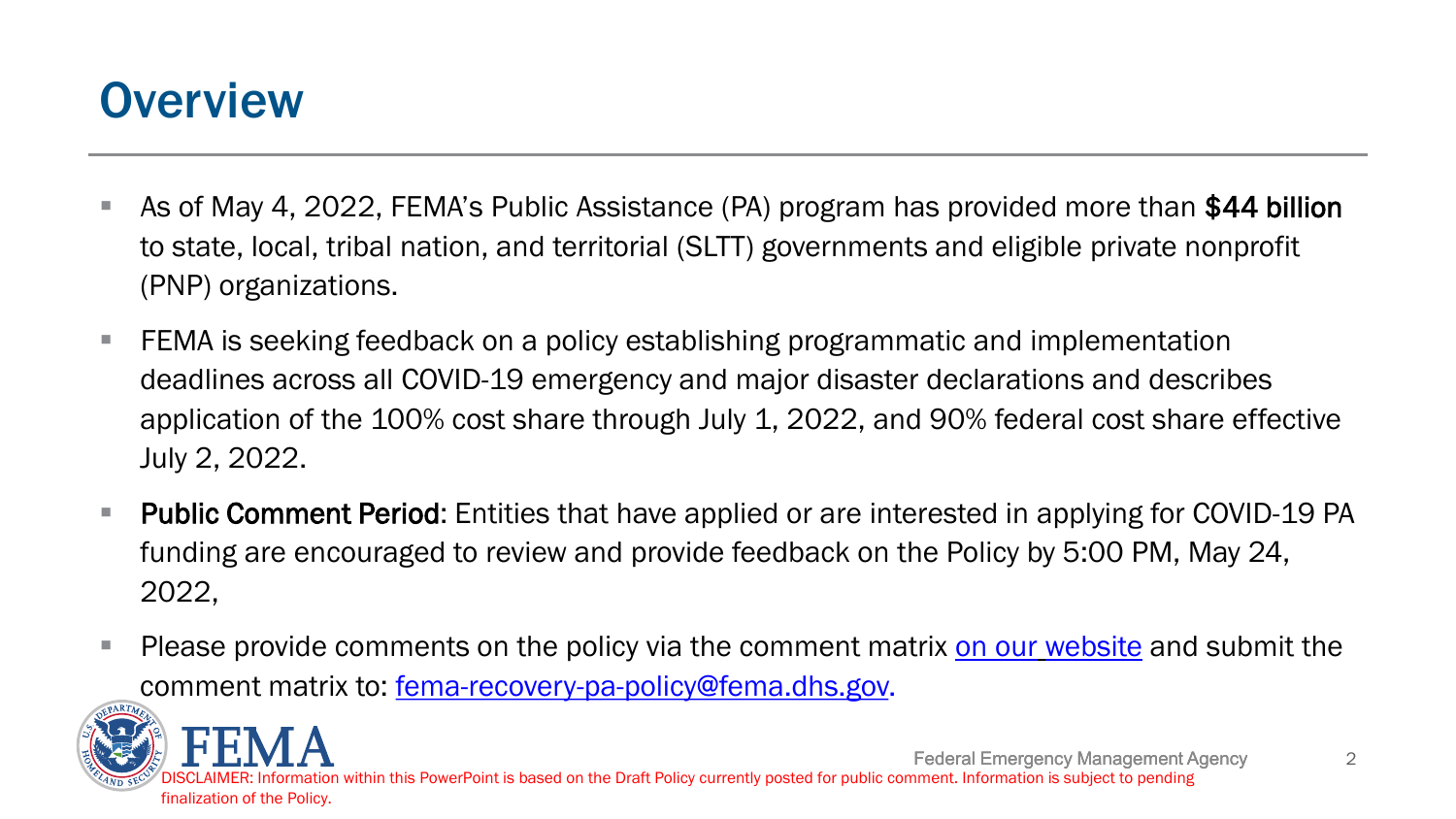# Overview

- As of May 4, 2022, FEMA's Public Assistance (PA) program has provided more than **$44 billion** to state, local, tribal nation, and territorial (SLTT) governments and eligible private nonprofit (PNP) organizations.
- FEMA is seeking feedback on a policy establishing programmatic and implementation deadlines across all COVID-19 emergency and major disaster declarations and describes application of the 100% cost share through July 1, 2022, and 90% federal cost share effective July 2, 2022.
- **Public Comment Period**: Entities that have applied or are interested in applying for COVID-19 PA funding are encouraged to review and provide feedback on the Policy by 5:00 PM, May 24, 2022,
- Please provide comments on the policy via the comment matrix on our website and submit the comment matrix to: fema-recovery-pa-policy@fema.dhs.gov.

DISCLAIMER: Information within this PowerPoint is based on the Draft Policy currently posted for public comment. Information is subject to pending finalization of the Policy.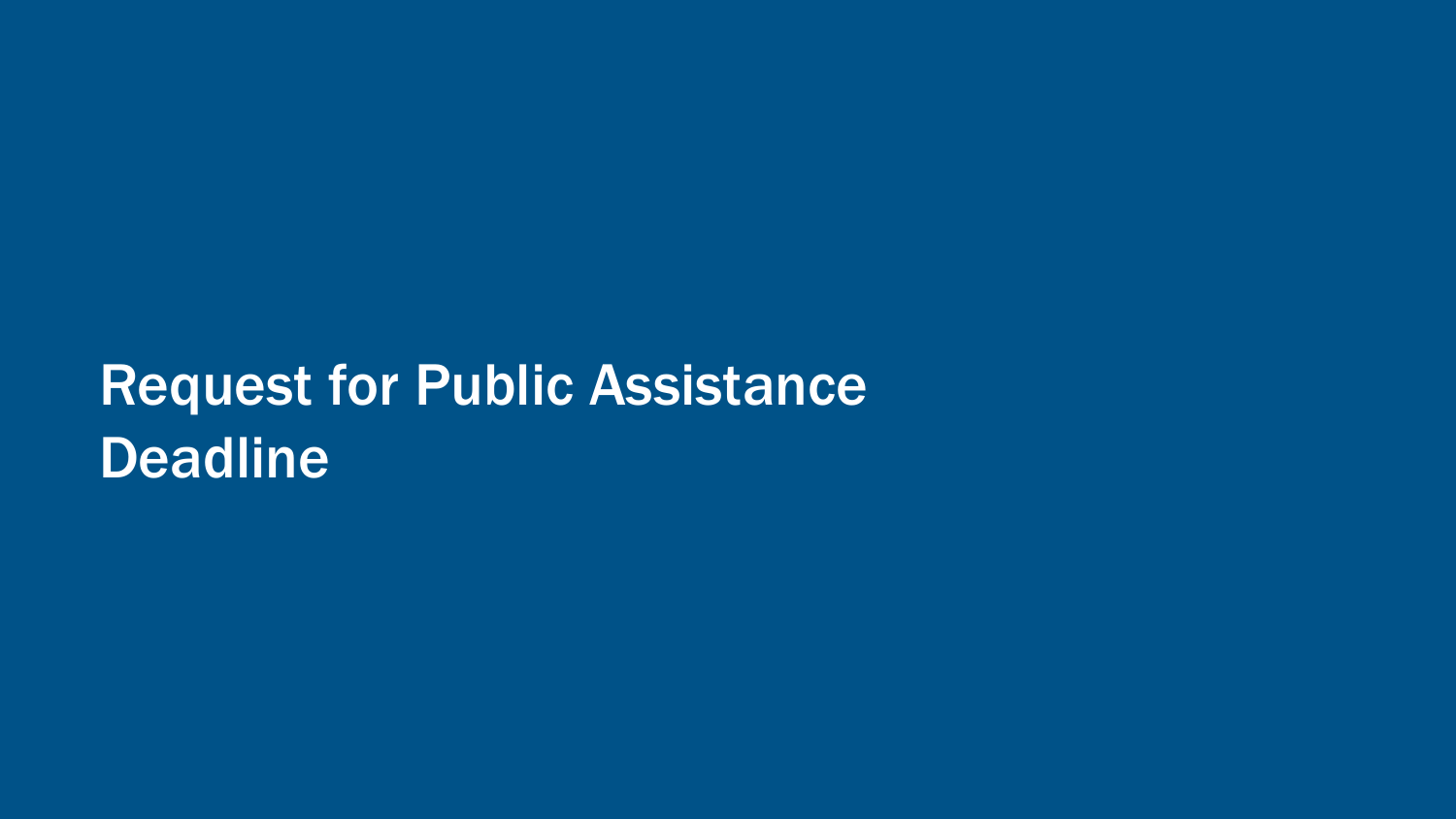# Request for Public Assistance Deadline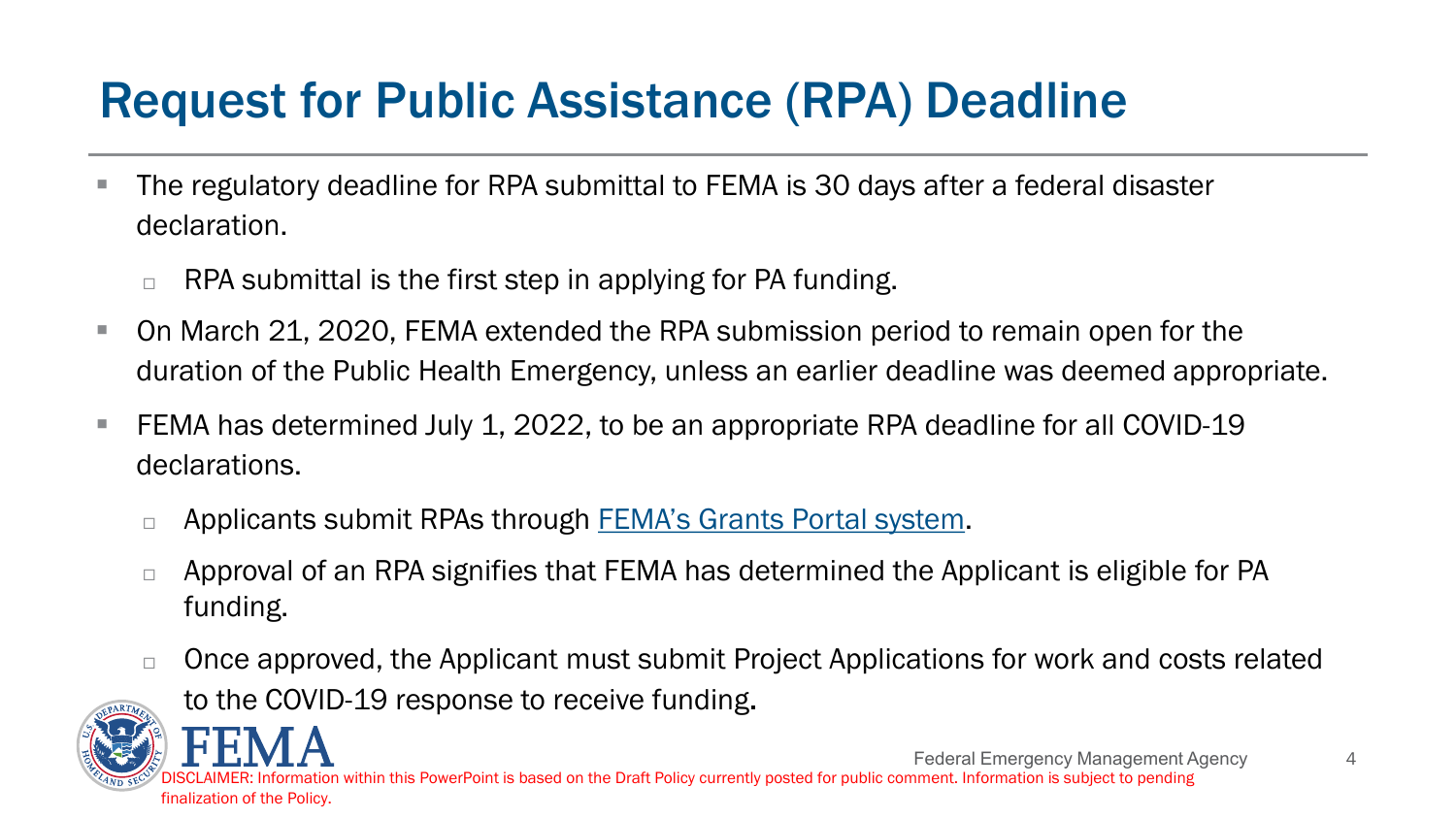# Request for Public Assistance (RPA) Deadline

- The regulatory deadline for RPA submittal to FEMA is 30 days after a federal disaster declaration.
  - RPA submittal is the first step in applying for PA funding.
- On March 21, 2020, FEMA extended the RPA submission period to remain open for the duration of the Public Health Emergency, unless an earlier deadline was deemed appropriate.
- FEMA has determined July 1, 2022, to be an appropriate RPA deadline for all COVID-19 declarations.
  - Applicants submit RPAs through FEMA's Grants Portal system.
  - Approval of an RPA signifies that FEMA has determined the Applicant is eligible for PA funding.
  - Once approved, the Applicant must submit Project Applications for work and costs related to the COVID-19 response to receive funding.

DISCLAIMER: Information within this PowerPoint is based on the Draft Policy currently posted for public comment. Information is subject to pending finalization of the Policy.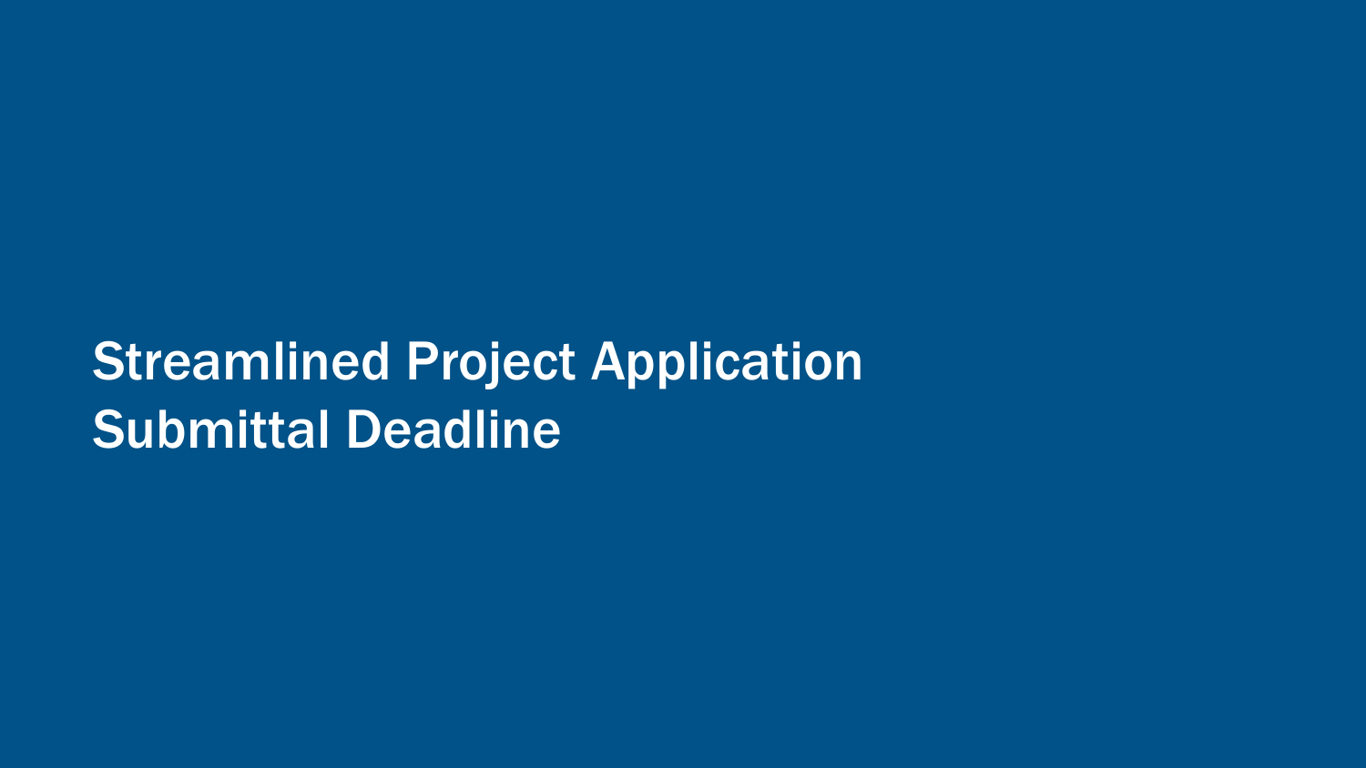# Streamlined Project Application Submittal Deadline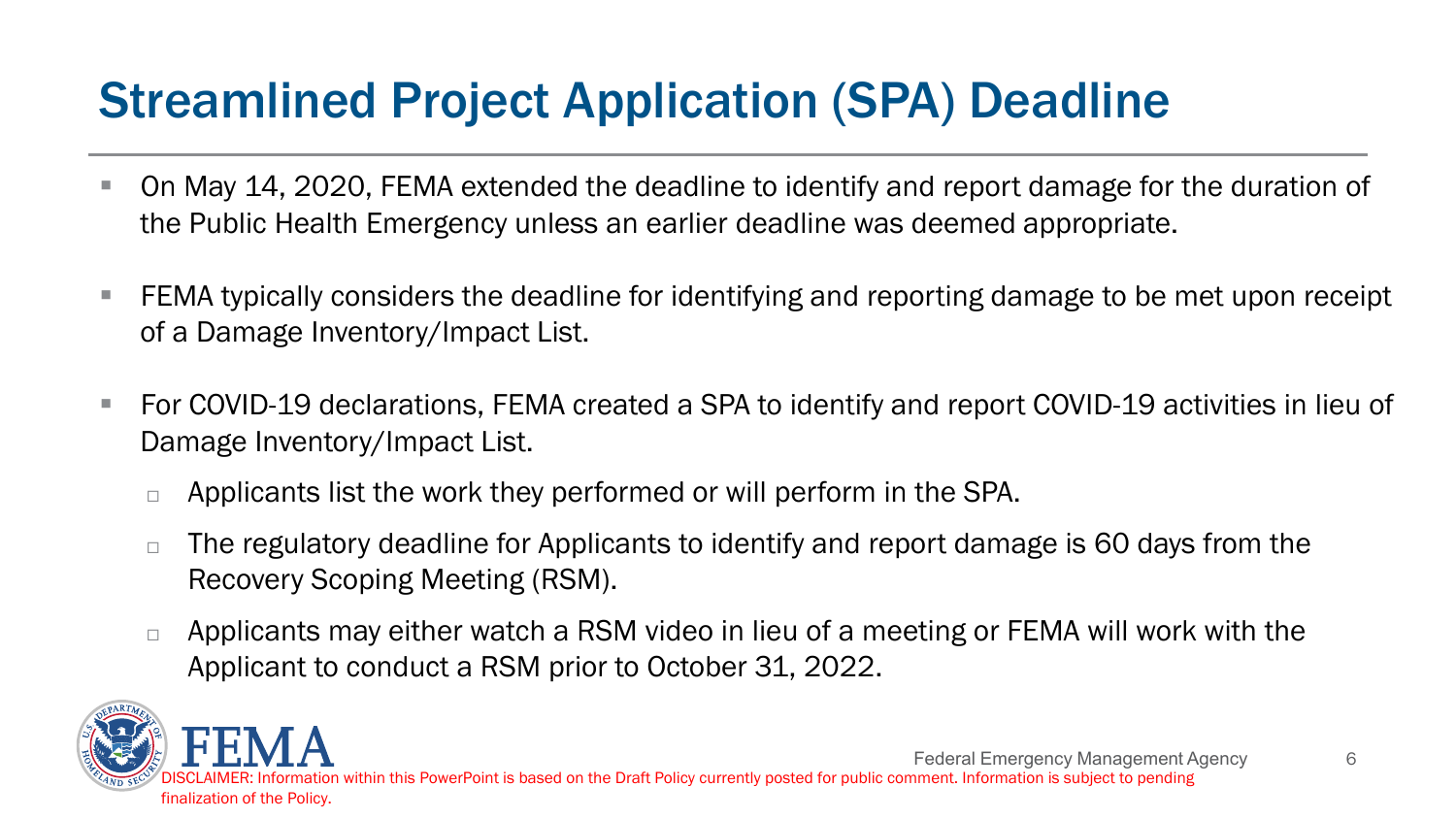# Streamlined Project Application (SPA) Deadline

- On May 14, 2020, FEMA extended the deadline to identify and report damage for the duration of the Public Health Emergency unless an earlier deadline was deemed appropriate.
- FEMA typically considers the deadline for identifying and reporting damage to be met upon receipt of a Damage Inventory/Impact List.
- For COVID-19 declarations, FEMA created a SPA to identify and report COVID-19 activities in lieu of Damage Inventory/Impact List.
  - Applicants list the work they performed or will perform in the SPA.
  - The regulatory deadline for Applicants to identify and report damage is 60 days from the Recovery Scoping Meeting (RSM).
  - Applicants may either watch a RSM video in lieu of a meeting or FEMA will work with the Applicant to conduct a RSM prior to October 31, 2022.

DISCLAIMER: Information within this PowerPoint is based on the Draft Policy currently posted for public comment. Information is subject to pending finalization of the Policy.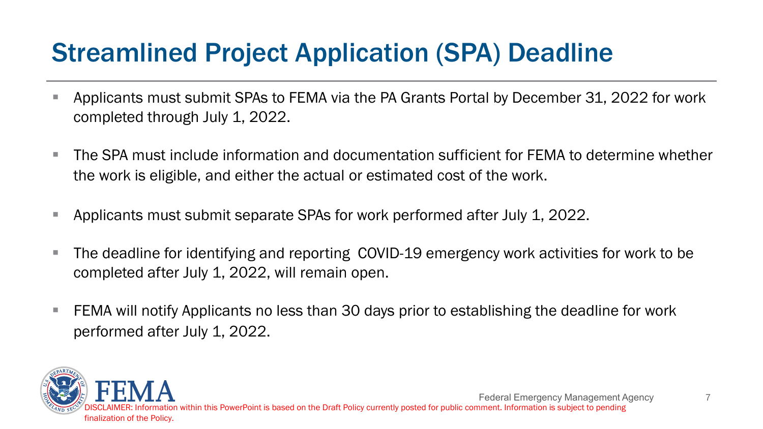# Streamlined Project Application (SPA) Deadline

- Applicants must submit SPAs to FEMA via the PA Grants Portal by December 31, 2022 for work completed through July 1, 2022.
- The SPA must include information and documentation sufficient for FEMA to determine whether the work is eligible, and either the actual or estimated cost of the work.
- Applicants must submit separate SPAs for work performed after July 1, 2022.
- The deadline for identifying and reporting COVID-19 emergency work activities for work to be completed after July 1, 2022, will remain open.
- FEMA will notify Applicants no less than 30 days prior to establishing the deadline for work performed after July 1, 2022.

DISCLAIMER: Information within this PowerPoint is based on the Draft Policy currently posted for public comment. Information is subject to pending finalization of the Policy.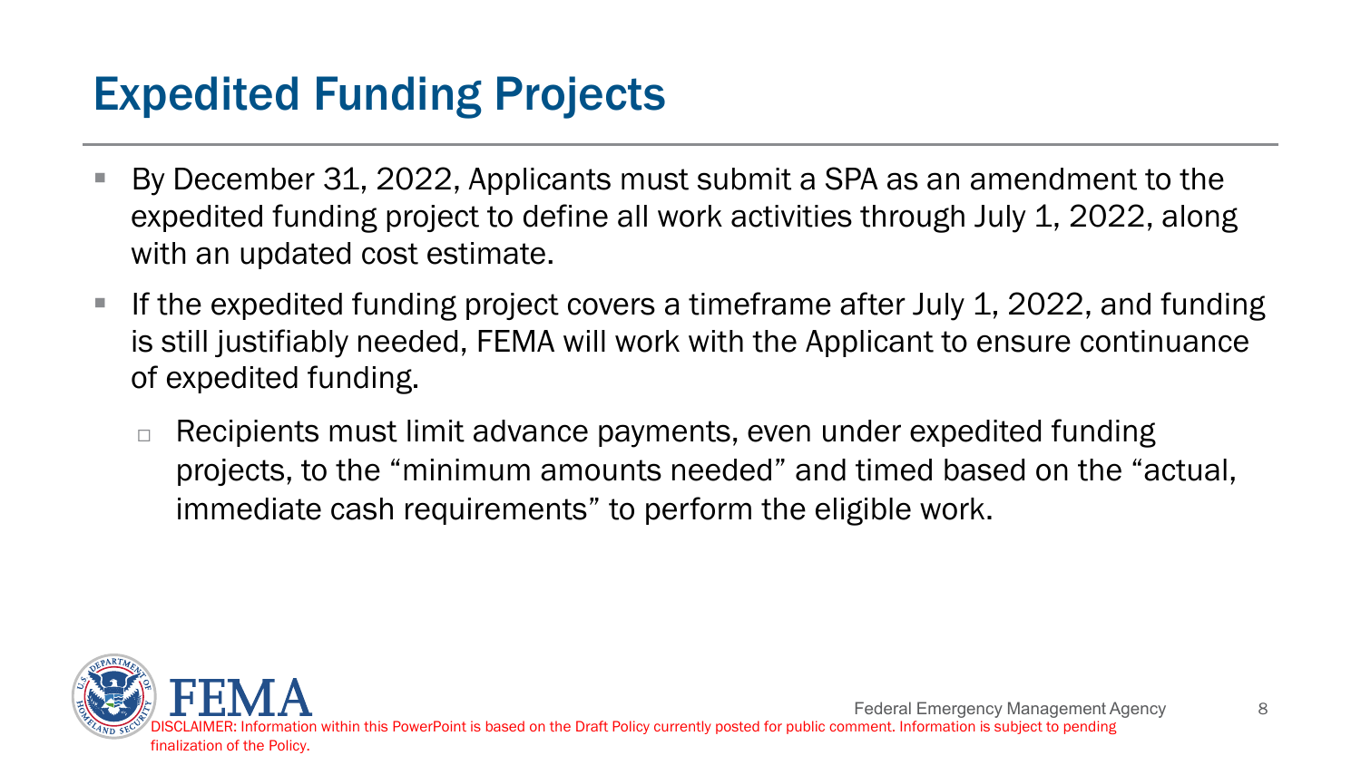# Expedited Funding Projects

- By December 31, 2022, Applicants must submit a SPA as an amendment to the expedited funding project to define all work activities through July 1, 2022, along with an updated cost estimate.
- If the expedited funding project covers a timeframe after July 1, 2022, and funding is still justifiably needed, FEMA will work with the Applicant to ensure continuance of expedited funding.
  - Recipients must limit advance payments, even under expedited funding projects, to the "minimum amounts needed" and timed based on the "actual, immediate cash requirements" to perform the eligible work.

DISCLAIMER: Information within this PowerPoint is based on the Draft Policy currently posted for public comment. Information is subject to pending finalization of the Policy.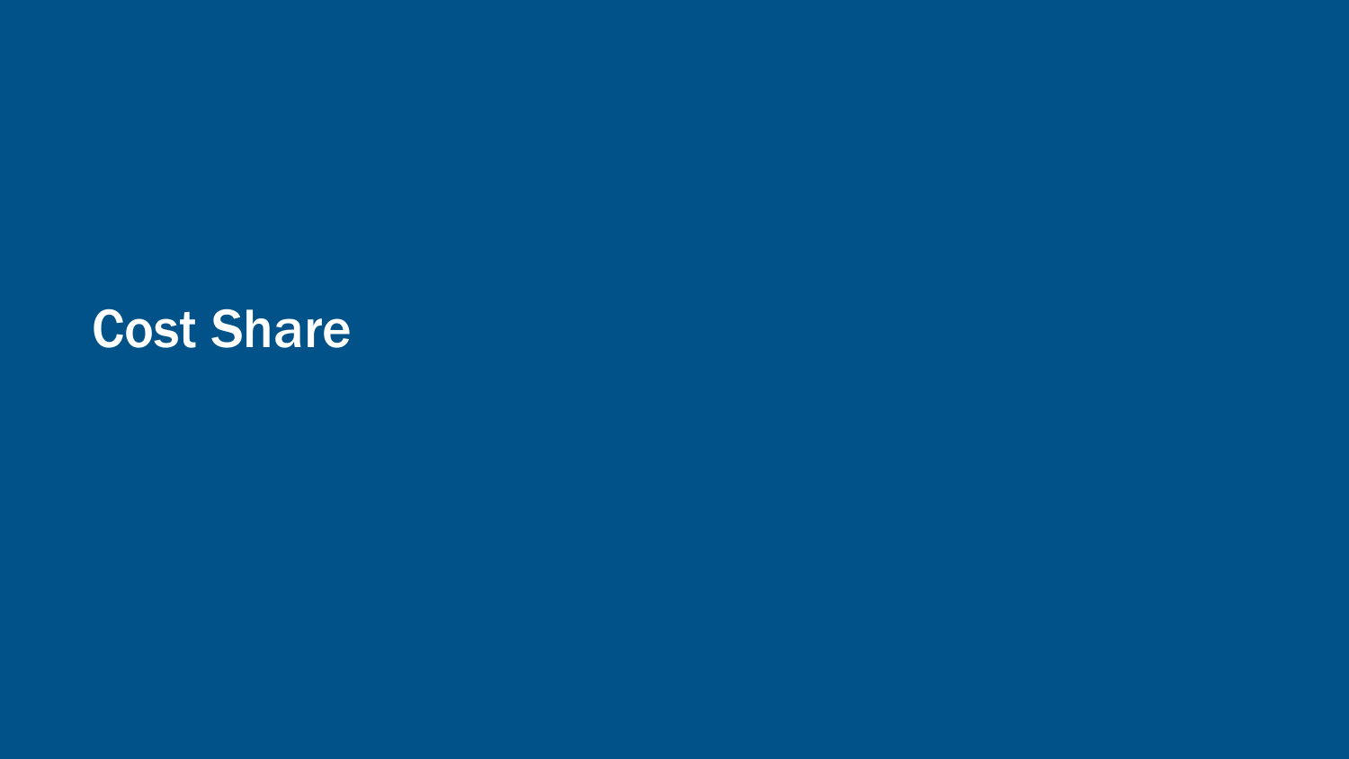# Cost Share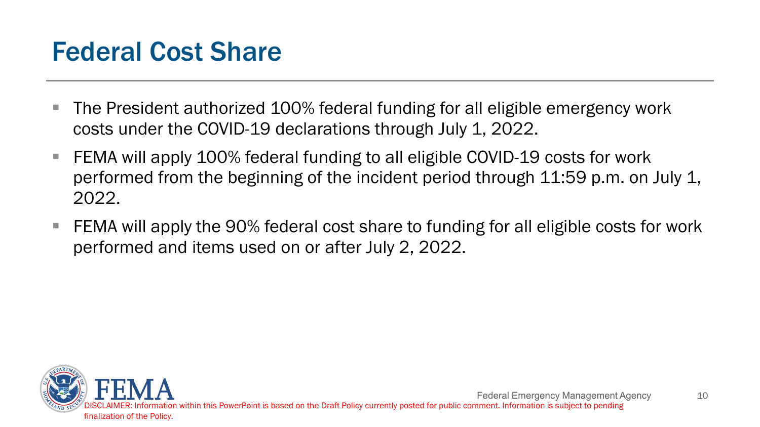# Federal Cost Share

- The President authorized 100% federal funding for all eligible emergency work costs under the COVID-19 declarations through July 1, 2022.
- FEMA will apply 100% federal funding to all eligible COVID-19 costs for work performed from the beginning of the incident period through 11:59 p.m. on July 1, 2022.
- FEMA will apply the 90% federal cost share to funding for all eligible costs for work performed and items used on or after July 2, 2022.

DISCLAIMER: Information within this PowerPoint is based on the Draft Policy currently posted for public comment. Information is subject to pending finalization of the Policy.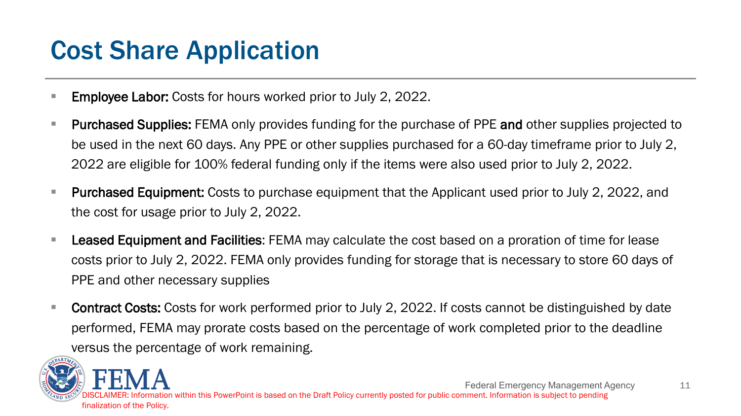# Cost Share Application

- **Employee Labor:** Costs for hours worked prior to July 2, 2022.
- **Purchased Supplies:** FEMA only provides funding for the purchase of PPE **and** other supplies projected to be used in the next 60 days. Any PPE or other supplies purchased for a 60-day timeframe prior to July 2, 2022 are eligible for 100% federal funding only if the items were also used prior to July 2, 2022.
- **Purchased Equipment:** Costs to purchase equipment that the Applicant used prior to July 2, 2022, and the cost for usage prior to July 2, 2022.
- **Leased Equipment and Facilities**: FEMA may calculate the cost based on a proration of time for lease costs prior to July 2, 2022. FEMA only provides funding for storage that is necessary to store 60 days of PPE and other necessary supplies
- **Contract Costs:** Costs for work performed prior to July 2, 2022. If costs cannot be distinguished by date performed, FEMA may prorate costs based on the percentage of work completed prior to the deadline versus the percentage of work remaining.

DISCLAIMER: Information within this PowerPoint is based on the Draft Policy currently posted for public comment. Information is subject to pending finalization of the Policy.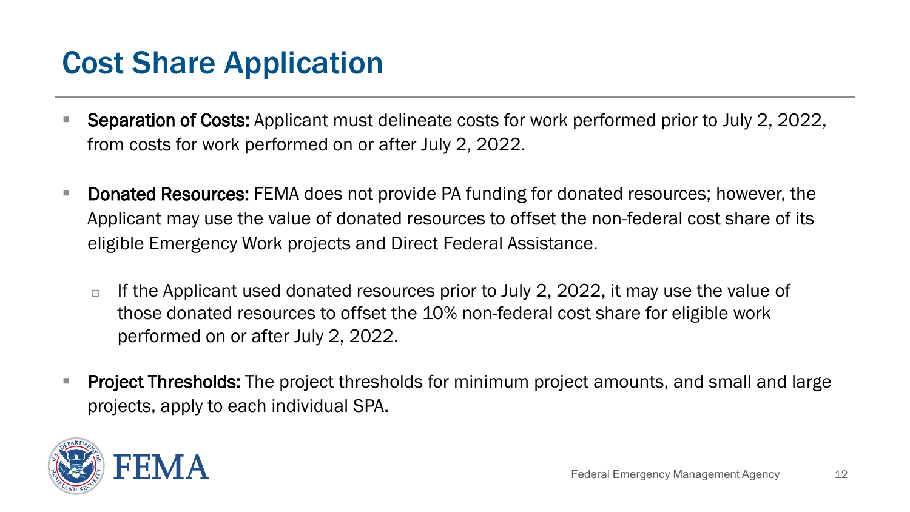# Cost Share Application

- **Separation of Costs:** Applicant must delineate costs for work performed prior to July 2, 2022, from costs for work performed on or after July 2, 2022.
- **Donated Resources:** FEMA does not provide PA funding for donated resources; however, the Applicant may use the value of donated resources to offset the non-federal cost share of its eligible Emergency Work projects and Direct Federal Assistance.
  - If the Applicant used donated resources prior to July 2, 2022, it may use the value of those donated resources to offset the 10% non-federal cost share for eligible work performed on or after July 2, 2022.
- **Project Thresholds:** The project thresholds for minimum project amounts, and small and large projects, apply to each individual SPA.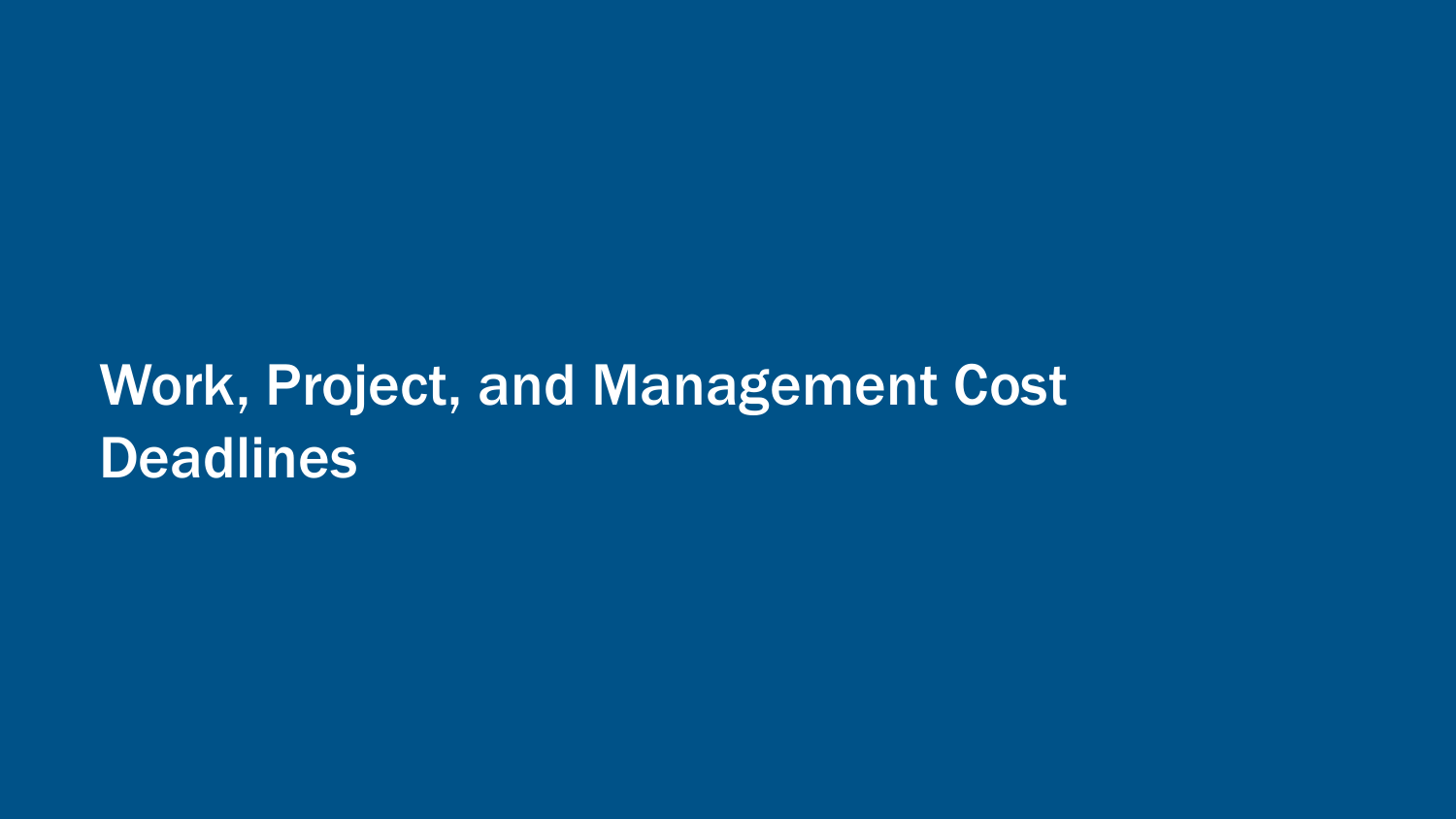# Work, Project, and Management Cost Deadlines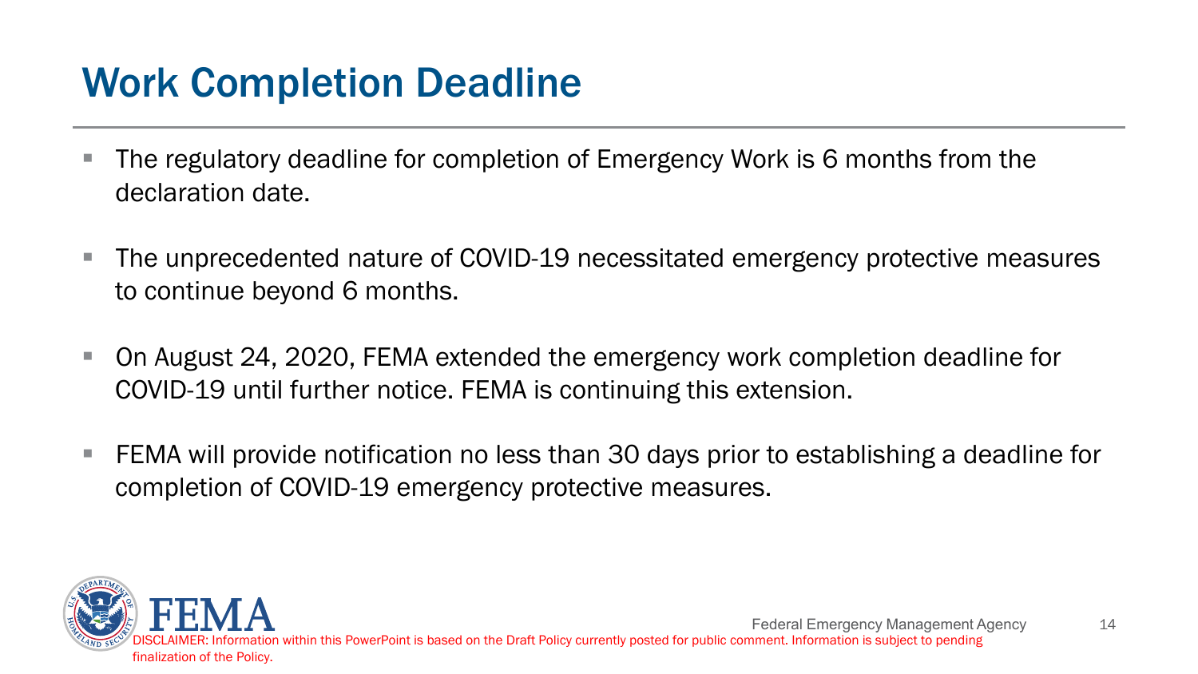# Work Completion Deadline

- The regulatory deadline for completion of Emergency Work is 6 months from the declaration date.
- The unprecedented nature of COVID-19 necessitated emergency protective measures to continue beyond 6 months.
- On August 24, 2020, FEMA extended the emergency work completion deadline for COVID-19 until further notice. FEMA is continuing this extension.
- FEMA will provide notification no less than 30 days prior to establishing a deadline for completion of COVID-19 emergency protective measures.

DISCLAIMER: Information within this PowerPoint is based on the Draft Policy currently posted for public comment. Information is subject to pending finalization of the Policy.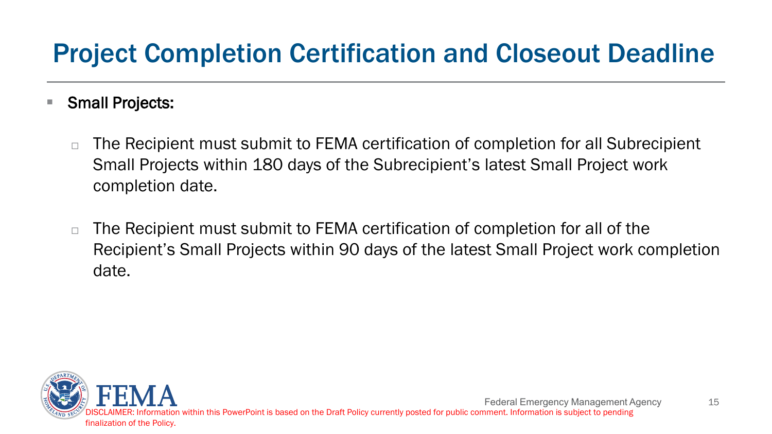# Project Completion Certification and Closeout Deadline

- **Small Projects:**
  - The Recipient must submit to FEMA certification of completion for all Subrecipient Small Projects within 180 days of the Subrecipient's latest Small Project work completion date.
  - The Recipient must submit to FEMA certification of completion for all of the Recipient's Small Projects within 90 days of the latest Small Project work completion date.

DISCLAIMER: Information within this PowerPoint is based on the Draft Policy currently posted for public comment. Information is subject to pending finalization of the Policy.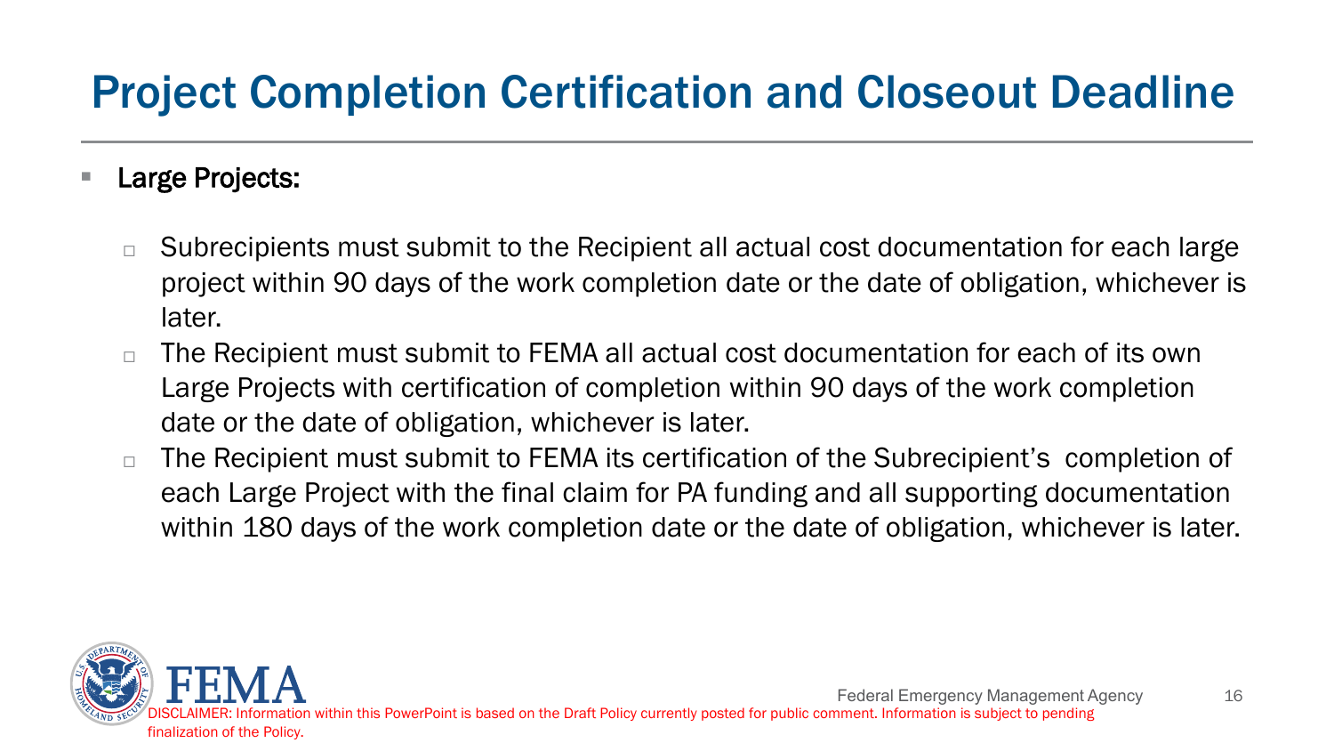# Project Completion Certification and Closeout Deadline

- **Large Projects:**
  - Subrecipients must submit to the Recipient all actual cost documentation for each large project within 90 days of the work completion date or the date of obligation, whichever is later.
  - The Recipient must submit to FEMA all actual cost documentation for each of its own Large Projects with certification of completion within 90 days of the work completion date or the date of obligation, whichever is later.
  - The Recipient must submit to FEMA its certification of the Subrecipient's completion of each Large Project with the final claim for PA funding and all supporting documentation within 180 days of the work completion date or the date of obligation, whichever is later.

DISCLAIMER: Information within this PowerPoint is based on the Draft Policy currently posted for public comment. Information is subject to pending finalization of the Policy.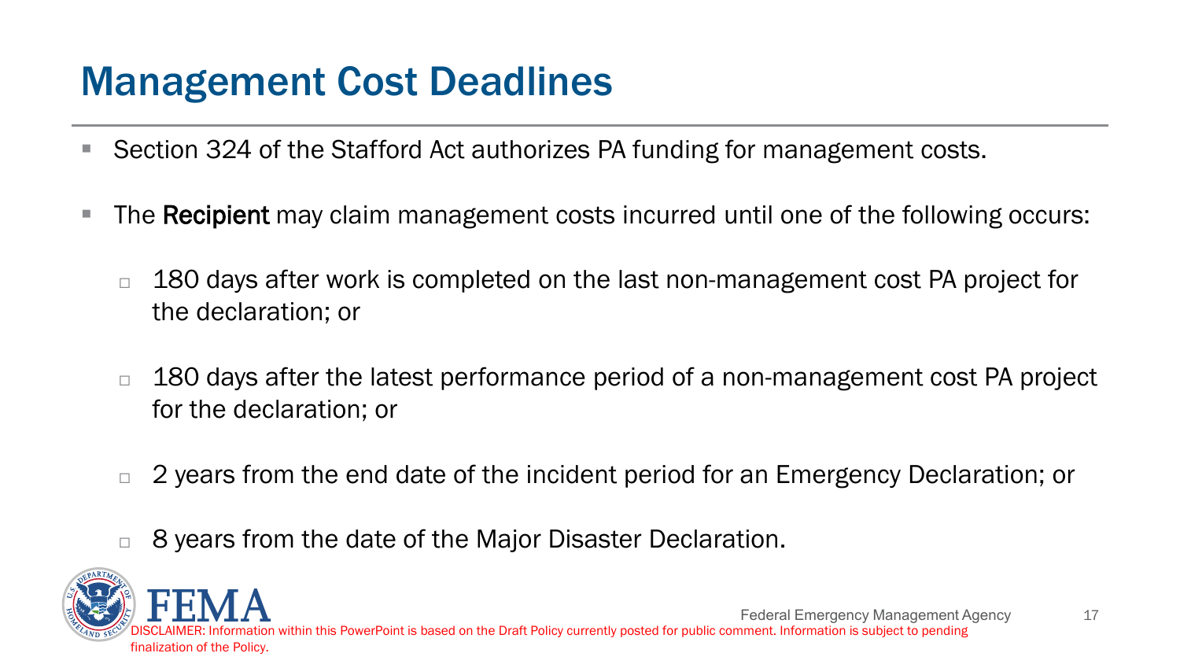# Management Cost Deadlines

- Section 324 of the Stafford Act authorizes PA funding for management costs.
- The **Recipient** may claim management costs incurred until one of the following occurs:
  - 180 days after work is completed on the last non-management cost PA project for the declaration; or
  - 180 days after the latest performance period of a non-management cost PA project for the declaration; or
  - 2 years from the end date of the incident period for an Emergency Declaration; or
  - 8 years from the date of the Major Disaster Declaration.

DISCLAIMER: Information within this PowerPoint is based on the Draft Policy currently posted for public comment. Information is subject to pending finalization of the Policy.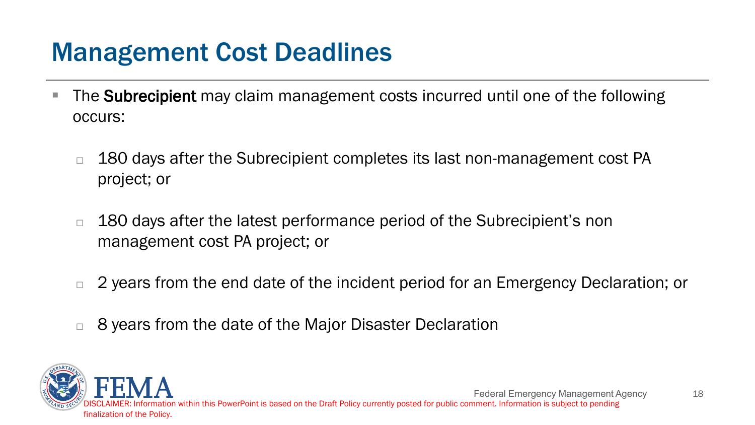# Management Cost Deadlines

- The **Subrecipient** may claim management costs incurred until one of the following occurs:
  - 180 days after the Subrecipient completes its last non-management cost PA project; or
  - 180 days after the latest performance period of the Subrecipient's non management cost PA project; or
  - 2 years from the end date of the incident period for an Emergency Declaration; or
  - 8 years from the date of the Major Disaster Declaration

DISCLAIMER: Information within this PowerPoint is based on the Draft Policy currently posted for public comment. Information is subject to pending finalization of the Policy.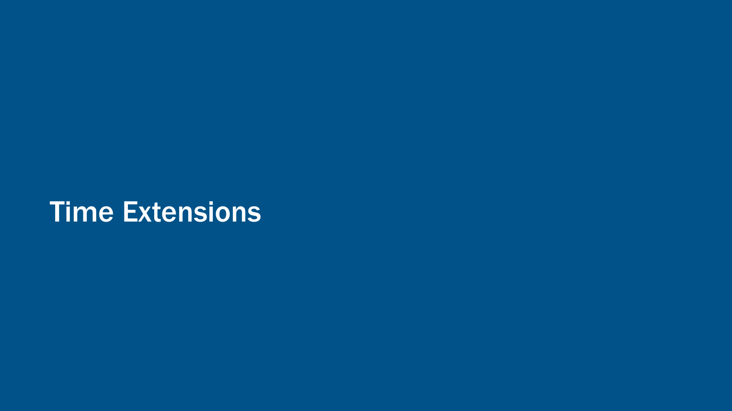# Time Extensions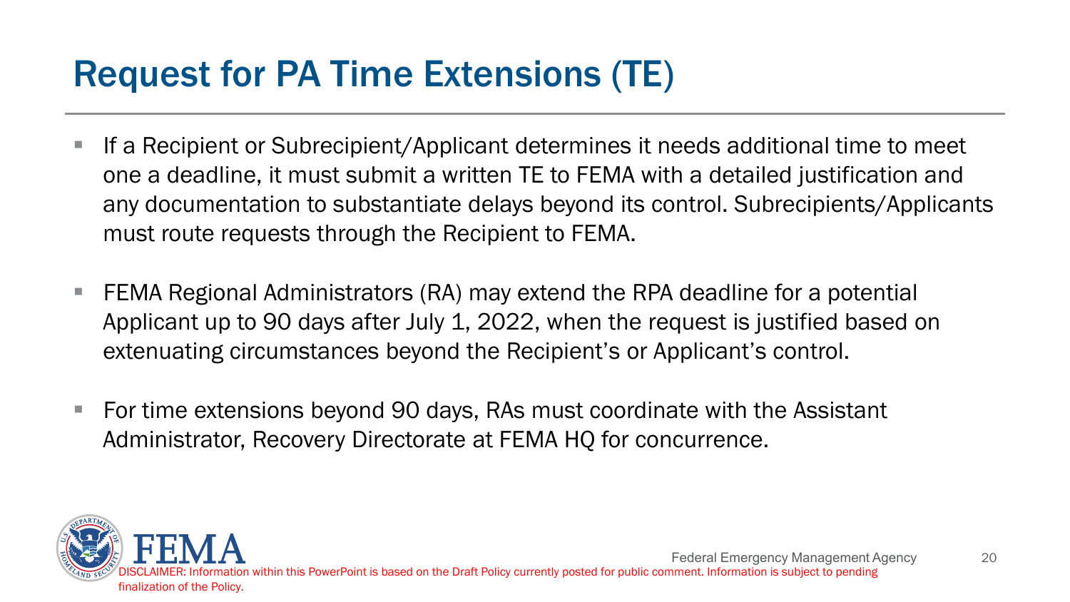# Request for PA Time Extensions (TE)

- If a Recipient or Subrecipient/Applicant determines it needs additional time to meet one a deadline, it must submit a written TE to FEMA with a detailed justification and any documentation to substantiate delays beyond its control. Subrecipients/Applicants must route requests through the Recipient to FEMA.
- FEMA Regional Administrators (RA) may extend the RPA deadline for a potential Applicant up to 90 days after July 1, 2022, when the request is justified based on extenuating circumstances beyond the Recipient's or Applicant's control.
- For time extensions beyond 90 days, RAs must coordinate with the Assistant Administrator, Recovery Directorate at FEMA HQ for concurrence.

DISCLAIMER: Information within this PowerPoint is based on the Draft Policy currently posted for public comment. Information is subject to pending finalization of the Policy.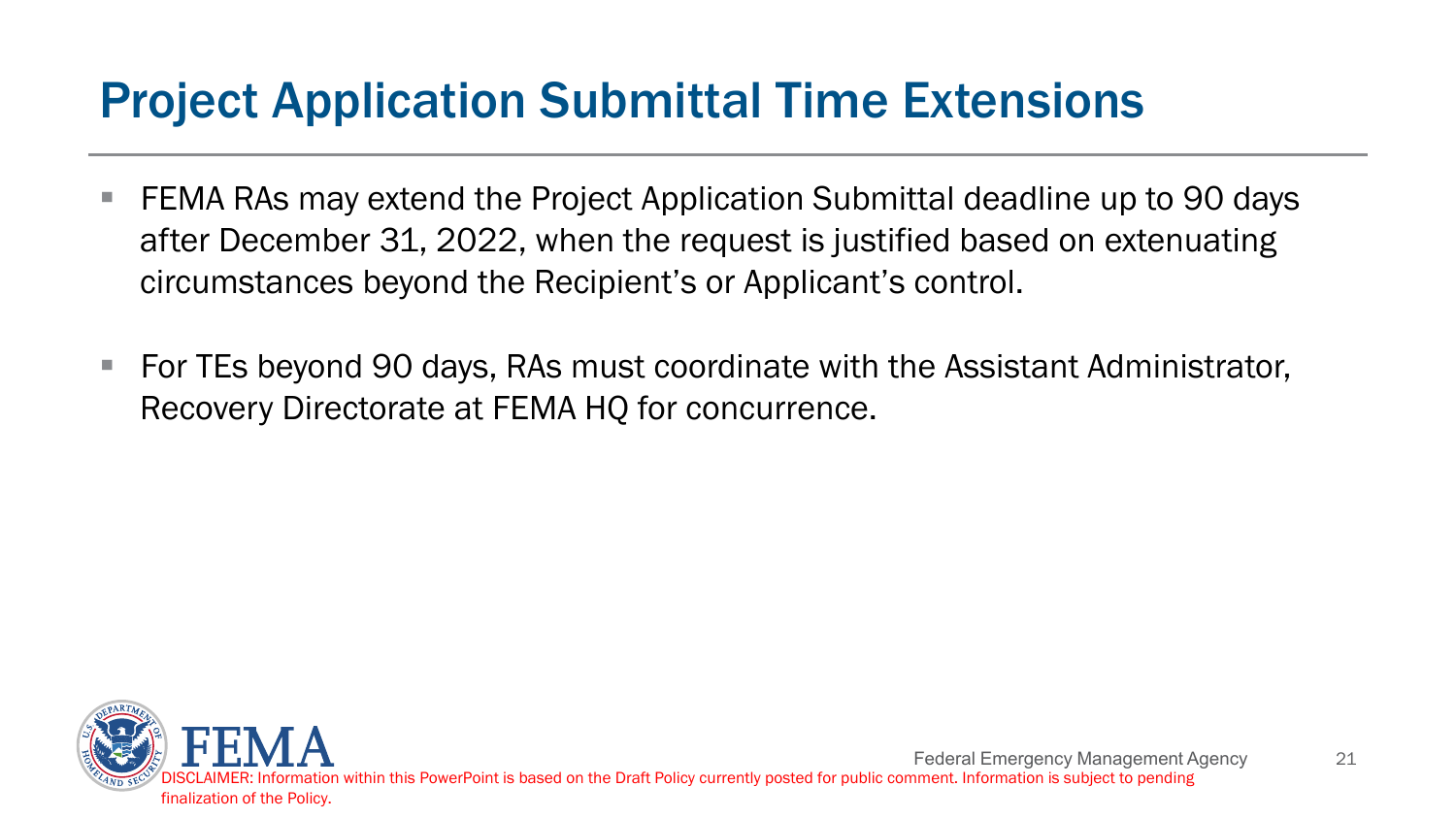# Project Application Submittal Time Extensions

- FEMA RAs may extend the Project Application Submittal deadline up to 90 days after December 31, 2022, when the request is justified based on extenuating circumstances beyond the Recipient's or Applicant's control.
- For TEs beyond 90 days, RAs must coordinate with the Assistant Administrator, Recovery Directorate at FEMA HQ for concurrence.

DISCLAIMER: Information within this PowerPoint is based on the Draft Policy currently posted for public comment. Information is subject to pending finalization of the Policy.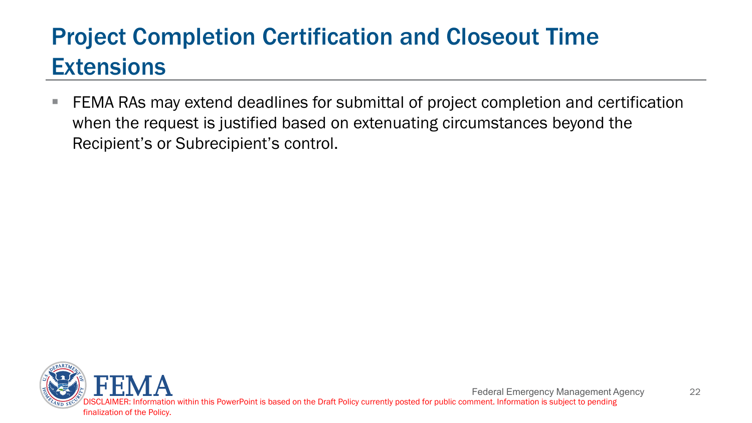# Project Completion Certification and Closeout Time Extensions

- FEMA RAs may extend deadlines for submittal of project completion and certification when the request is justified based on extenuating circumstances beyond the Recipient's or Subrecipient's control.

DISCLAIMER: Information within this PowerPoint is based on the Draft Policy currently posted for public comment. Information is subject to pending finalization of the Policy.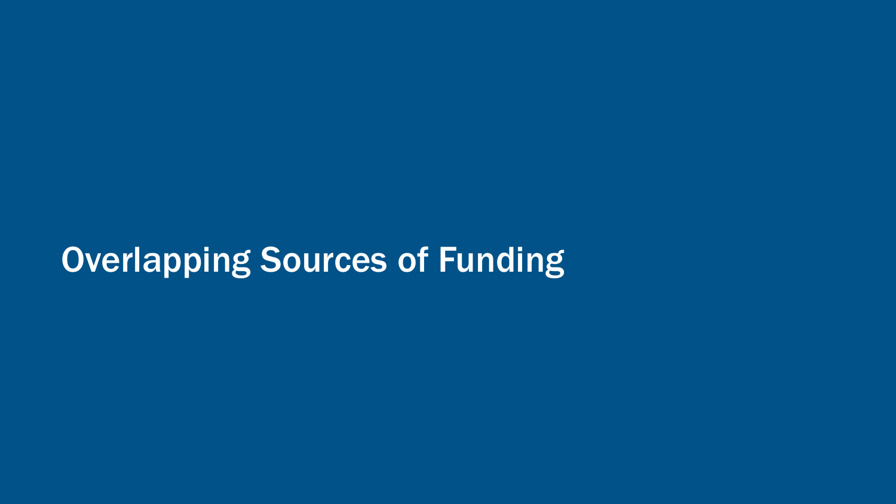# Overlapping Sources of Funding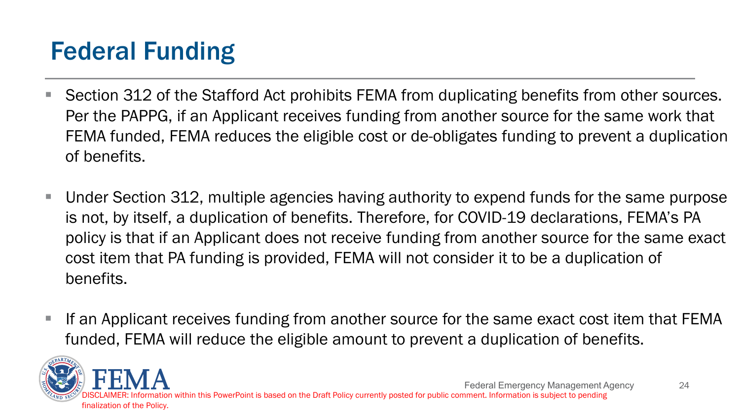# Federal Funding

- Section 312 of the Stafford Act prohibits FEMA from duplicating benefits from other sources. Per the PAPPG, if an Applicant receives funding from another source for the same work that FEMA funded, FEMA reduces the eligible cost or de-obligates funding to prevent a duplication of benefits.
- Under Section 312, multiple agencies having authority to expend funds for the same purpose is not, by itself, a duplication of benefits. Therefore, for COVID-19 declarations, FEMA's PA policy is that if an Applicant does not receive funding from another source for the same exact cost item that PA funding is provided, FEMA will not consider it to be a duplication of benefits.
- If an Applicant receives funding from another source for the same exact cost item that FEMA funded, FEMA will reduce the eligible amount to prevent a duplication of benefits.

DISCLAIMER: Information within this PowerPoint is based on the Draft Policy currently posted for public comment. Information is subject to pending finalization of the Policy.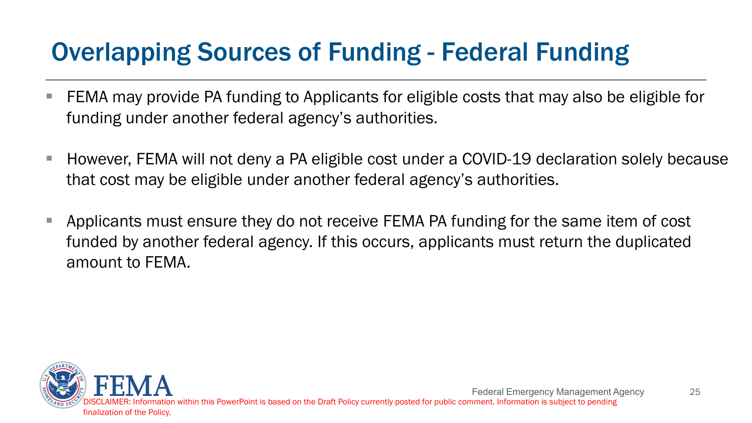# Overlapping Sources of Funding - Federal Funding

- FEMA may provide PA funding to Applicants for eligible costs that may also be eligible for funding under another federal agency's authorities.
- However, FEMA will not deny a PA eligible cost under a COVID-19 declaration solely because that cost may be eligible under another federal agency's authorities.
- Applicants must ensure they do not receive FEMA PA funding for the same item of cost funded by another federal agency. If this occurs, applicants must return the duplicated amount to FEMA.

DISCLAIMER: Information within this PowerPoint is based on the Draft Policy currently posted for public comment. Information is subject to pending finalization of the Policy.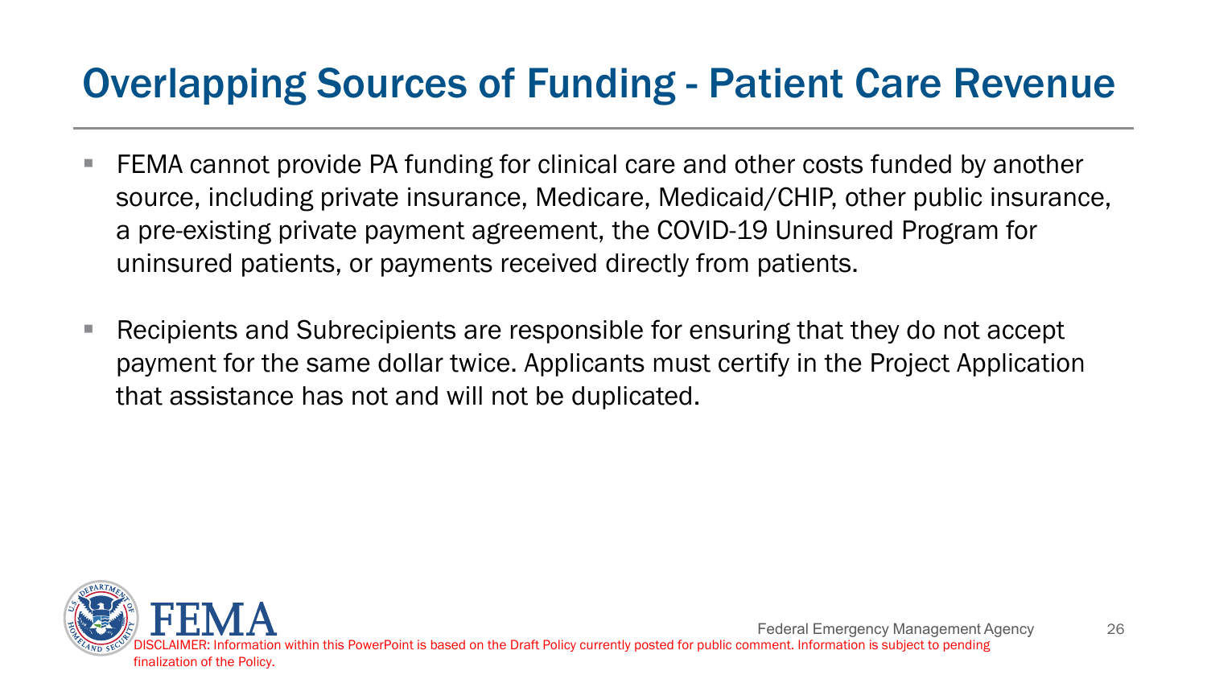# Overlapping Sources of Funding - Patient Care Revenue

- FEMA cannot provide PA funding for clinical care and other costs funded by another source, including private insurance, Medicare, Medicaid/CHIP, other public insurance, a pre-existing private payment agreement, the COVID-19 Uninsured Program for uninsured patients, or payments received directly from patients.
- Recipients and Subrecipients are responsible for ensuring that they do not accept payment for the same dollar twice. Applicants must certify in the Project Application that assistance has not and will not be duplicated.

DISCLAIMER: Information within this PowerPoint is based on the Draft Policy currently posted for public comment. Information is subject to pending finalization of the Policy.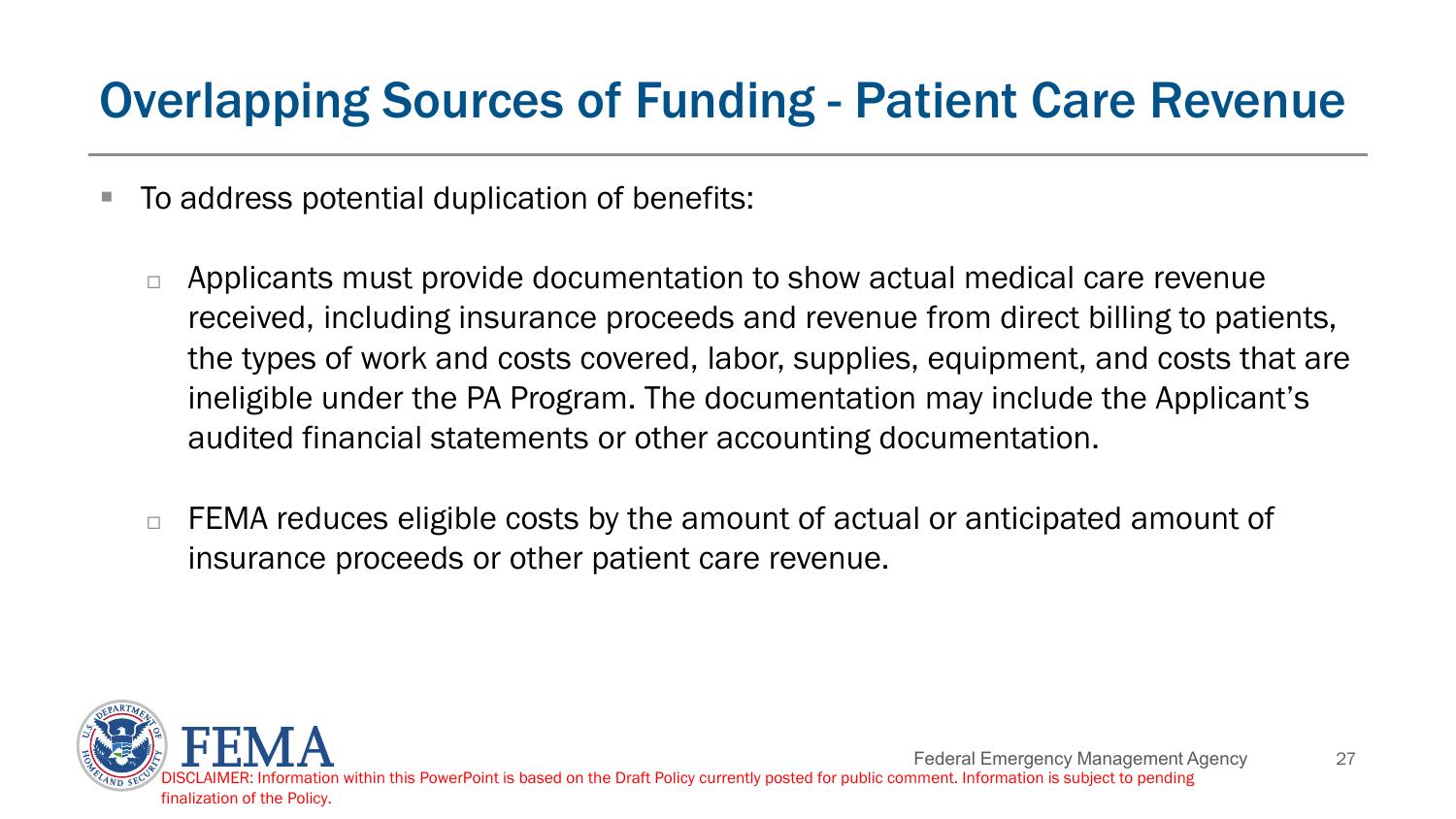# Overlapping Sources of Funding - Patient Care Revenue

- To address potential duplication of benefits:
  - Applicants must provide documentation to show actual medical care revenue received, including insurance proceeds and revenue from direct billing to patients, the types of work and costs covered, labor, supplies, equipment, and costs that are ineligible under the PA Program. The documentation may include the Applicant's audited financial statements or other accounting documentation.
  - FEMA reduces eligible costs by the amount of actual or anticipated amount of insurance proceeds or other patient care revenue.

DISCLAIMER: Information within this PowerPoint is based on the Draft Policy currently posted for public comment. Information is subject to pending finalization of the Policy.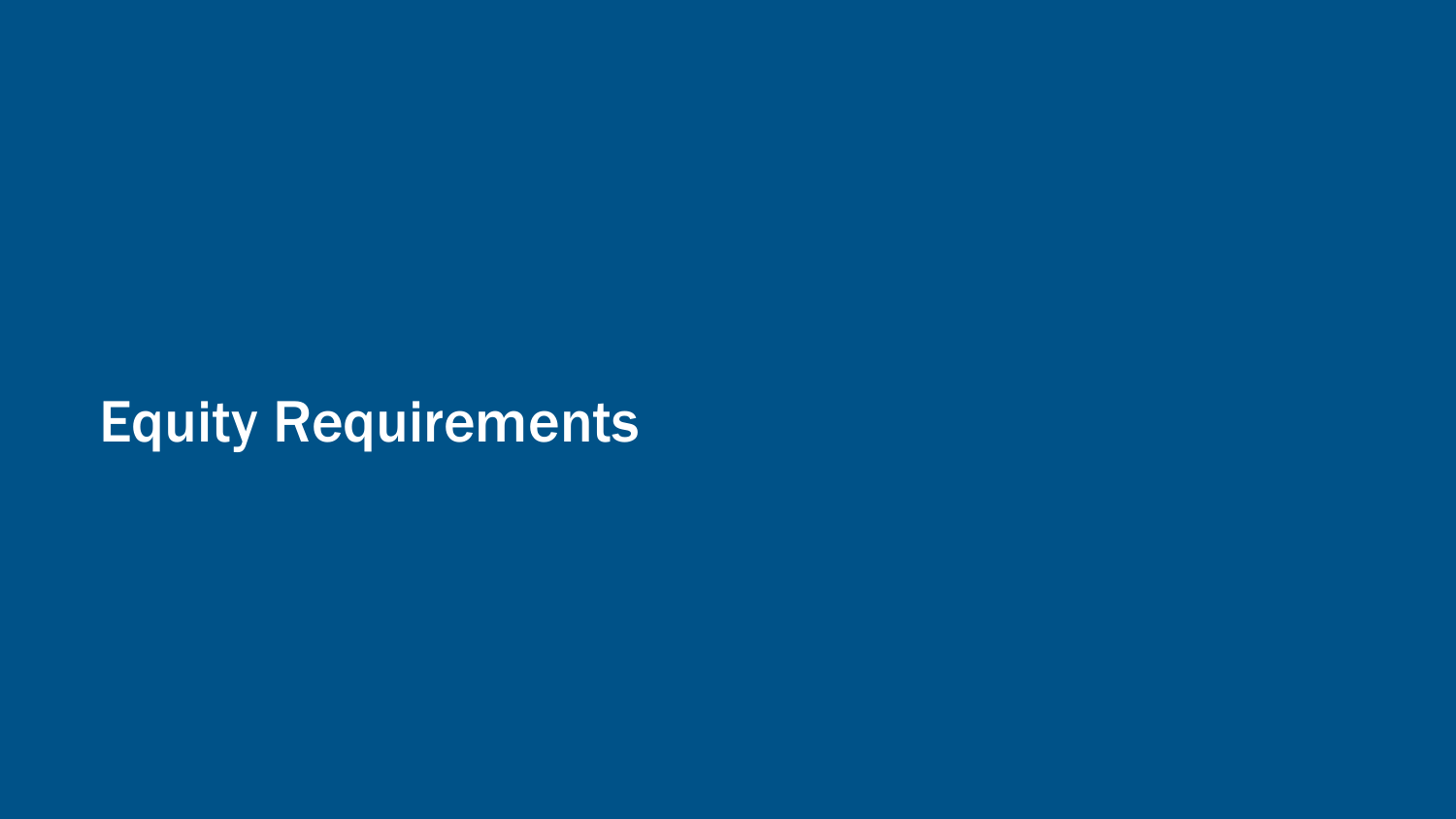# Equity Requirements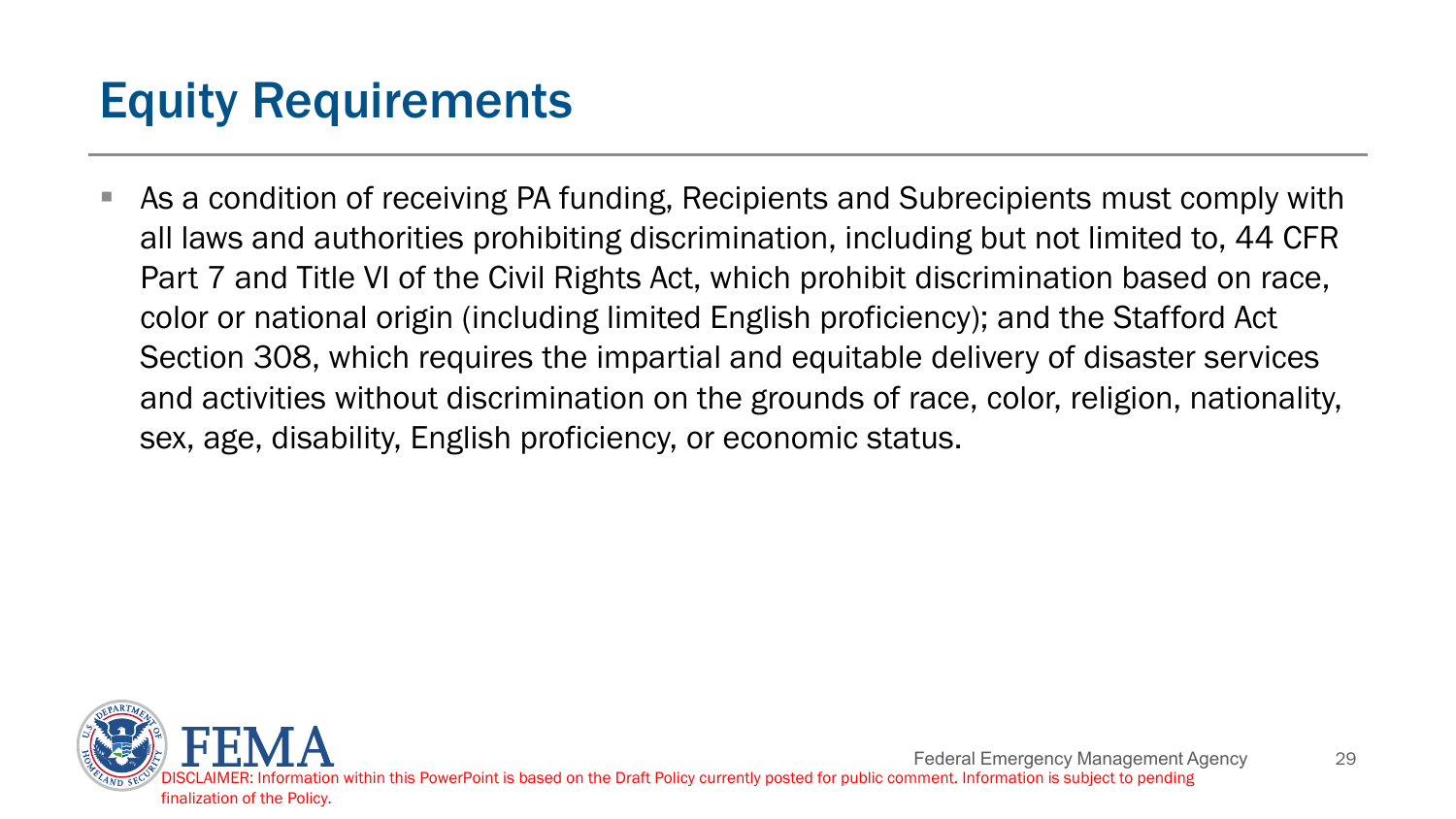# Equity Requirements

- As a condition of receiving PA funding, Recipients and Subrecipients must comply with all laws and authorities prohibiting discrimination, including but not limited to, 44 CFR Part 7 and Title VI of the Civil Rights Act, which prohibit discrimination based on race, color or national origin (including limited English proficiency); and the Stafford Act Section 308, which requires the impartial and equitable delivery of disaster services and activities without discrimination on the grounds of race, color, religion, nationality, sex, age, disability, English proficiency, or economic status.

DISCLAIMER: Information within this PowerPoint is based on the Draft Policy currently posted for public comment. Information is subject to pending finalization of the Policy.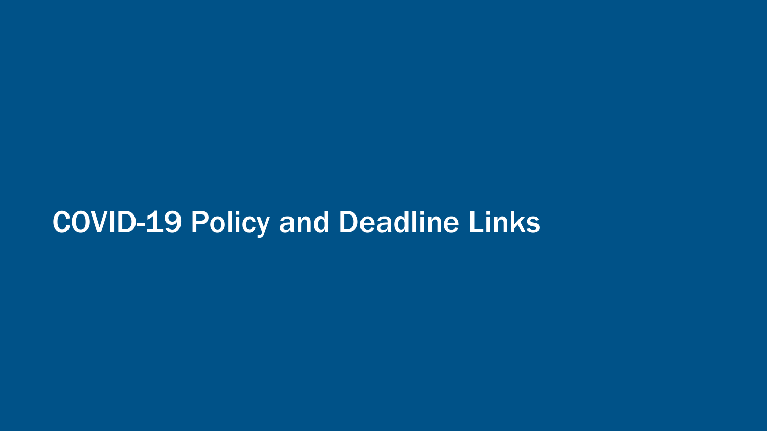# COVID-19 Policy and Deadline Links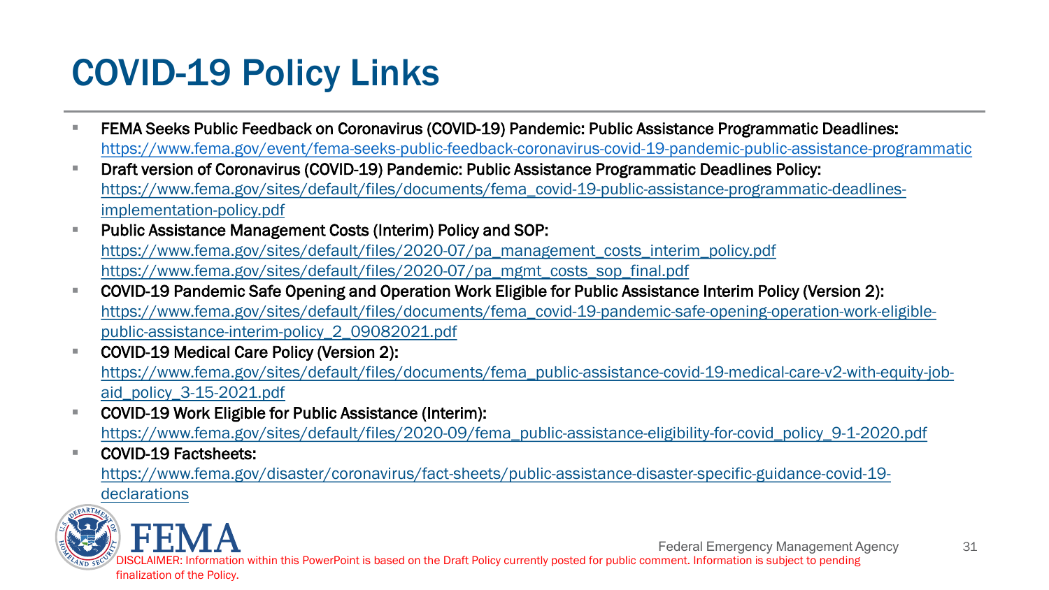# COVID-19 Policy Links

- **FEMA Seeks Public Feedback on Coronavirus (COVID-19) Pandemic: Public Assistance Programmatic Deadlines:** https://www.fema.gov/event/fema-seeks-public-feedback-coronavirus-covid-19-pandemic-public-assistance-programmatic
- **Draft version of Coronavirus (COVID-19) Pandemic: Public Assistance Programmatic Deadlines Policy:** https://www.fema.gov/sites/default/files/documents/fema_covid-19-public-assistance-programmatic-deadlines-implementation-policy.pdf
- **Public Assistance Management Costs (Interim) Policy and SOP:** https://www.fema.gov/sites/default/files/2020-07/pa_management_costs_interim_policy.pdf https://www.fema.gov/sites/default/files/2020-07/pa_mgmt_costs_sop_final.pdf
- **COVID-19 Pandemic Safe Opening and Operation Work Eligible for Public Assistance Interim Policy (Version 2):** https://www.fema.gov/sites/default/files/documents/fema_covid-19-pandemic-safe-opening-operation-work-eligible-public-assistance-interim-policy_2_09082021.pdf
- **COVID-19 Medical Care Policy (Version 2):** https://www.fema.gov/sites/default/files/documents/fema_public-assistance-covid-19-medical-care-v2-with-equity-job-aid_policy_3-15-2021.pdf
- **COVID-19 Work Eligible for Public Assistance (Interim):** https://www.fema.gov/sites/default/files/2020-09/fema_public-assistance-eligibility-for-covid_policy_9-1-2020.pdf
- **COVID-19 Factsheets:** https://www.fema.gov/disaster/coronavirus/fact-sheets/public-assistance-disaster-specific-guidance-covid-19-declarations

DISCLAIMER: Information within this PowerPoint is based on the Draft Policy currently posted for public comment. Information is subject to pending finalization of the Policy.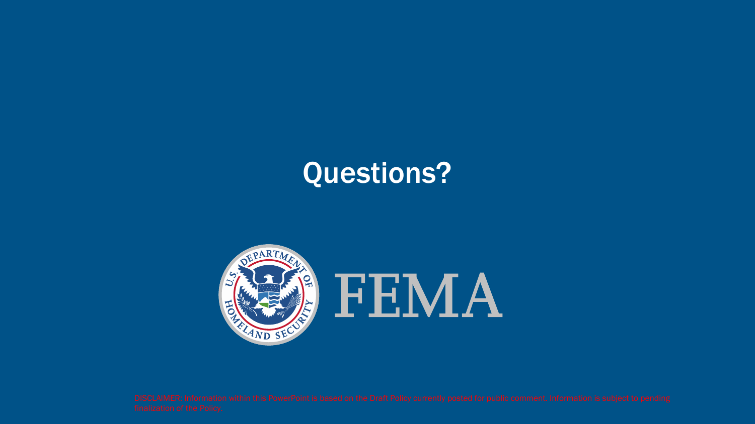# Questions?

FEMA

DISCLAIMER: Information within this PowerPoint is based on the Draft Policy currently posted for public comment. Information is subject to pending finalization of the Policy.